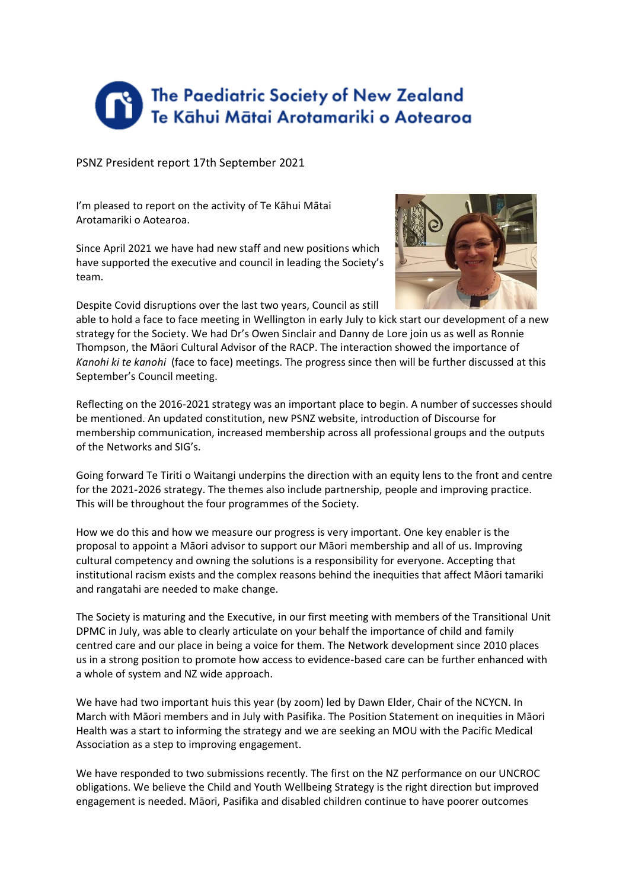# The Paediatric Society of New Zealand
# Te Kāhui Mātai Arotamariki o Aotearoa

PSNZ President report 17th September 2021

I'm pleased to report on the activity of Te Kāhui Mātai Arotamariki o Aotearoa.

Since April 2021 we have had new staff and new positions which have supported the executive and council in leading the Society's team.

Despite Covid disruptions over the last two years, Council as still able to hold a face to face meeting in Wellington in early July to kick start our development of a new strategy for the Society. We had Dr's Owen Sinclair and Danny de Lore join us as well as Ronnie Thompson, the Māori Cultural Advisor of the RACP. The interaction showed the importance of *Kanohi ki te kanohi* (face to face) meetings. The progress since then will be further discussed at this September's Council meeting.

Reflecting on the 2016-2021 strategy was an important place to begin. A number of successes should be mentioned. An updated constitution, new PSNZ website, introduction of Discourse for membership communication, increased membership across all professional groups and the outputs of the Networks and SIG's.

Going forward Te Tiriti o Waitangi underpins the direction with an equity lens to the front and centre for the 2021-2026 strategy. The themes also include partnership, people and improving practice. This will be throughout the four programmes of the Society.

How we do this and how we measure our progress is very important. One key enabler is the proposal to appoint a Māori advisor to support our Māori membership and all of us. Improving cultural competency and owning the solutions is a responsibility for everyone. Accepting that institutional racism exists and the complex reasons behind the inequities that affect Māori tamariki and rangatahi are needed to make change.

The Society is maturing and the Executive, in our first meeting with members of the Transitional Unit DPMC in July, was able to clearly articulate on your behalf the importance of child and family centred care and our place in being a voice for them. The Network development since 2010 places us in a strong position to promote how access to evidence-based care can be further enhanced with a whole of system and NZ wide approach.

We have had two important huis this year (by zoom) led by Dawn Elder, Chair of the NCYCN. In March with Māori members and in July with Pasifika. The Position Statement on inequities in Māori Health was a start to informing the strategy and we are seeking an MOU with the Pacific Medical Association as a step to improving engagement.

We have responded to two submissions recently. The first on the NZ performance on our UNCROC obligations. We believe the Child and Youth Wellbeing Strategy is the right direction but improved engagement is needed. Māori, Pasifika and disabled children continue to have poorer outcomes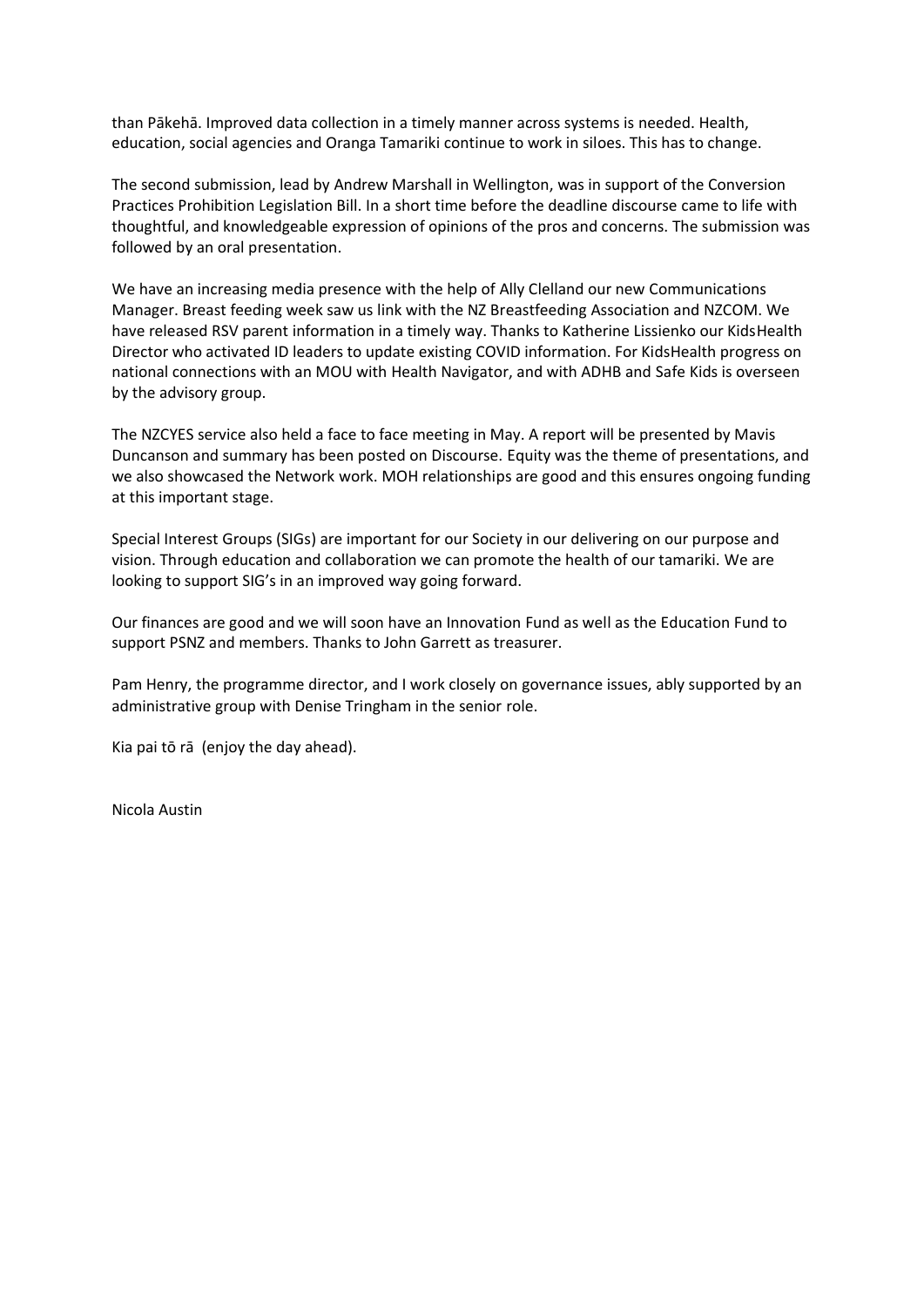than Pākehā. Improved data collection in a timely manner across systems is needed. Health, education, social agencies and Oranga Tamariki continue to work in siloes. This has to change.

The second submission, lead by Andrew Marshall in Wellington, was in support of the Conversion Practices Prohibition Legislation Bill. In a short time before the deadline discourse came to life with thoughtful, and knowledgeable expression of opinions of the pros and concerns. The submission was followed by an oral presentation.

We have an increasing media presence with the help of Ally Clelland our new Communications Manager. Breast feeding week saw us link with the NZ Breastfeeding Association and NZCOM. We have released RSV parent information in a timely way. Thanks to Katherine Lissienko our KidsHealth Director who activated ID leaders to update existing COVID information. For KidsHealth progress on national connections with an MOU with Health Navigator, and with ADHB and Safe Kids is overseen by the advisory group.

The NZCYES service also held a face to face meeting in May. A report will be presented by Mavis Duncanson and summary has been posted on Discourse. Equity was the theme of presentations, and we also showcased the Network work. MOH relationships are good and this ensures ongoing funding at this important stage.

Special Interest Groups (SIGs) are important for our Society in our delivering on our purpose and vision. Through education and collaboration we can promote the health of our tamariki. We are looking to support SIG's in an improved way going forward.

Our finances are good and we will soon have an Innovation Fund as well as the Education Fund to support PSNZ and members. Thanks to John Garrett as treasurer.

Pam Henry, the programme director, and I work closely on governance issues, ably supported by an administrative group with Denise Tringham in the senior role.

Kia pai tō rā (enjoy the day ahead).

Nicola Austin